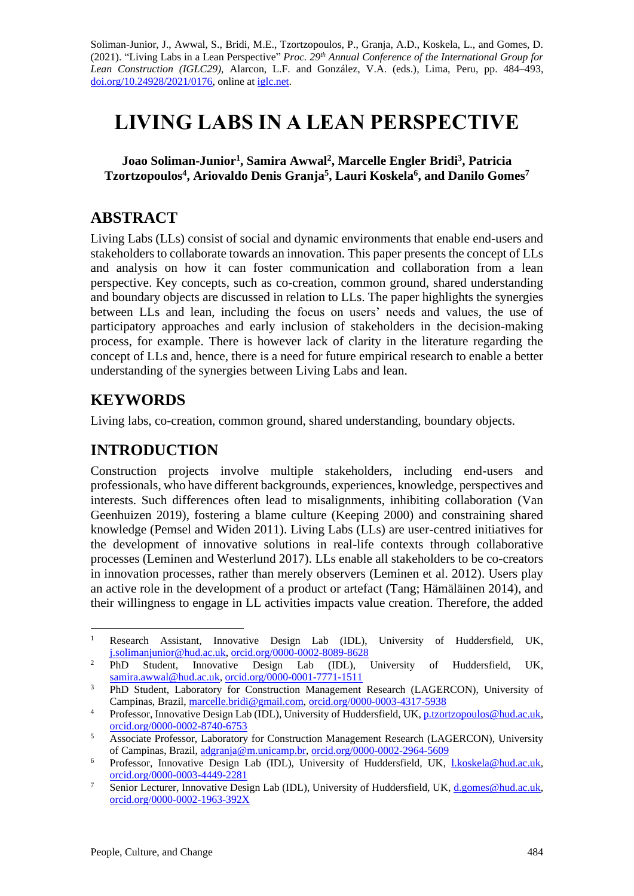Soliman-Junior, J., Awwal, S., Bridi, M.E., Tzortzopoulos, P., Granja, A.D., Koskela, L., and Gomes, D. (2021). "Living Labs in a Lean Perspective" *Proc. 29th Annual Conference of the International Group for Lean Construction (IGLC29),* Alarcon, L.F. and González, V.A. (eds.), Lima, Peru, pp. 484–493, doi.org/10.24928/2021/0176, online at iglc.net.

# LIVING LABS IN A LEAN PERSPECTIVE

**Joao Soliman-Junior[1], Samira Awwal[2], Marcelle Engler Bridi[3], Patricia Tzortzopoulos[4], Ariovaldo Denis Granja[5], Lauri Koskela[6], and Danilo Gomes[7]**

## ABSTRACT

Living Labs (LLs) consist of social and dynamic environments that enable end-users and stakeholders to collaborate towards an innovation. This paper presents the concept of LLs and analysis on how it can foster communication and collaboration from a lean perspective. Key concepts, such as co-creation, common ground, shared understanding and boundary objects are discussed in relation to LLs. The paper highlights the synergies between LLs and lean, including the focus on users' needs and values, the use of participatory approaches and early inclusion of stakeholders in the decision-making process, for example. There is however lack of clarity in the literature regarding the concept of LLs and, hence, there is a need for future empirical research to enable a better understanding of the synergies between Living Labs and lean.

## KEYWORDS

Living labs, co-creation, common ground, shared understanding, boundary objects.

## INTRODUCTION

Construction projects involve multiple stakeholders, including end-users and professionals, who have different backgrounds, experiences, knowledge, perspectives and interests. Such differences often lead to misalignments, inhibiting collaboration (Van Geenhuizen 2019), fostering a blame culture (Keeping 2000) and constraining shared knowledge (Pemsel and Widen 2011). Living Labs (LLs) are user-centred initiatives for the development of innovative solutions in real-life contexts through collaborative processes (Leminen and Westerlund 2017). LLs enable all stakeholders to be co-creators in innovation processes, rather than merely observers (Leminen et al. 2012). Users play an active role in the development of a product or artefact (Tang; Hämäläinen 2014), and their willingness to engage in LL activities impacts value creation. Therefore, the added

---

[1] Research Assistant, Innovative Design Lab (IDL), University of Huddersfield, UK, j.solimanjunior@hud.ac.uk, orcid.org/0000-0002-8089-8628

[2] PhD Student, Innovative Design Lab (IDL), University of Huddersfield, UK, samira.awwal@hud.ac.uk, orcid.org/0000-0001-7771-1511

[3] PhD Student, Laboratory for Construction Management Research (LAGERCON), University of Campinas, Brazil, marcelle.bridi@gmail.com, orcid.org/0000-0003-4317-5938

[4] Professor, Innovative Design Lab (IDL), University of Huddersfield, UK, p.tzortzopoulos@hud.ac.uk, orcid.org/0000-0002-8740-6753

[5] Associate Professor, Laboratory for Construction Management Research (LAGERCON), University of Campinas, Brazil, adgranja@m.unicamp.br, orcid.org/0000-0002-2964-5609

[6] Professor, Innovative Design Lab (IDL), University of Huddersfield, UK, l.koskela@hud.ac.uk, orcid.org/0000-0003-4449-2281

[7] Senior Lecturer, Innovative Design Lab (IDL), University of Huddersfield, UK, d.gomes@hud.ac.uk, orcid.org/0000-0002-1963-392X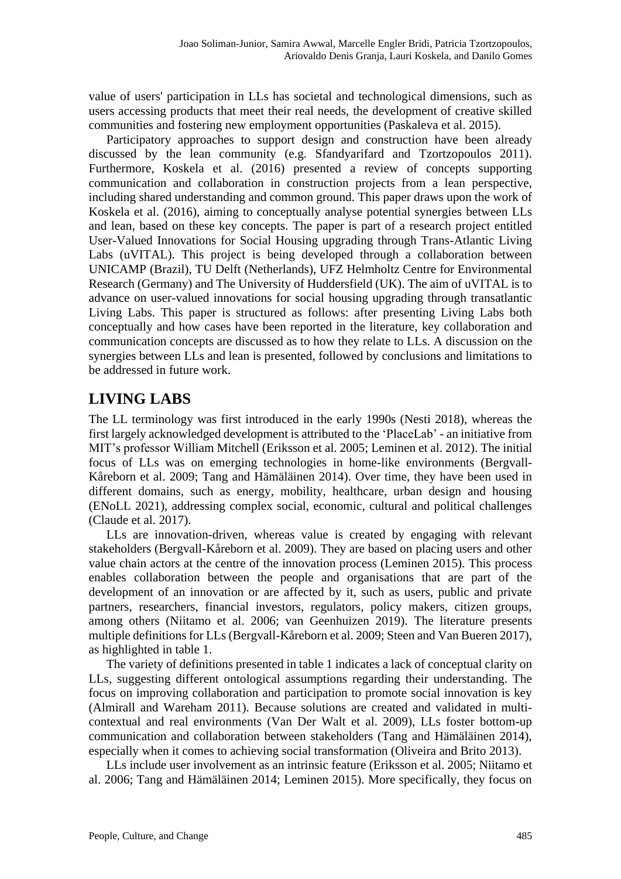value of users' participation in LLs has societal and technological dimensions, such as users accessing products that meet their real needs, the development of creative skilled communities and fostering new employment opportunities (Paskaleva et al. 2015).

Participatory approaches to support design and construction have been already discussed by the lean community (e.g. Sfandyarifard and Tzortzopoulos 2011). Furthermore, Koskela et al. (2016) presented a review of concepts supporting communication and collaboration in construction projects from a lean perspective, including shared understanding and common ground. This paper draws upon the work of Koskela et al. (2016), aiming to conceptually analyse potential synergies between LLs and lean, based on these key concepts. The paper is part of a research project entitled User-Valued Innovations for Social Housing upgrading through Trans-Atlantic Living Labs (uVITAL). This project is being developed through a collaboration between UNICAMP (Brazil), TU Delft (Netherlands), UFZ Helmholtz Centre for Environmental Research (Germany) and The University of Huddersfield (UK). The aim of uVITAL is to advance on user-valued innovations for social housing upgrading through transatlantic Living Labs. This paper is structured as follows: after presenting Living Labs both conceptually and how cases have been reported in the literature, key collaboration and communication concepts are discussed as to how they relate to LLs. A discussion on the synergies between LLs and lean is presented, followed by conclusions and limitations to be addressed in future work.

## LIVING LABS

The LL terminology was first introduced in the early 1990s (Nesti 2018), whereas the first largely acknowledged development is attributed to the 'PlaceLab' - an initiative from MIT's professor William Mitchell (Eriksson et al. 2005; Leminen et al. 2012). The initial focus of LLs was on emerging technologies in home-like environments (Bergvall-Kåreborn et al. 2009; Tang and Hämäläinen 2014). Over time, they have been used in different domains, such as energy, mobility, healthcare, urban design and housing (ENoLL 2021), addressing complex social, economic, cultural and political challenges (Claude et al. 2017).

LLs are innovation-driven, whereas value is created by engaging with relevant stakeholders (Bergvall-Kåreborn et al. 2009). They are based on placing users and other value chain actors at the centre of the innovation process (Leminen 2015). This process enables collaboration between the people and organisations that are part of the development of an innovation or are affected by it, such as users, public and private partners, researchers, financial investors, regulators, policy makers, citizen groups, among others (Niitamo et al. 2006; van Geenhuizen 2019). The literature presents multiple definitions for LLs (Bergvall-Kåreborn et al. 2009; Steen and Van Bueren 2017), as highlighted in table 1.

The variety of definitions presented in table 1 indicates a lack of conceptual clarity on LLs, suggesting different ontological assumptions regarding their understanding. The focus on improving collaboration and participation to promote social innovation is key (Almirall and Wareham 2011). Because solutions are created and validated in multi-contextual and real environments (Van Der Walt et al. 2009), LLs foster bottom-up communication and collaboration between stakeholders (Tang and Hämäläinen 2014), especially when it comes to achieving social transformation (Oliveira and Brito 2013).

LLs include user involvement as an intrinsic feature (Eriksson et al. 2005; Niitamo et al. 2006; Tang and Hämäläinen 2014; Leminen 2015). More specifically, they focus on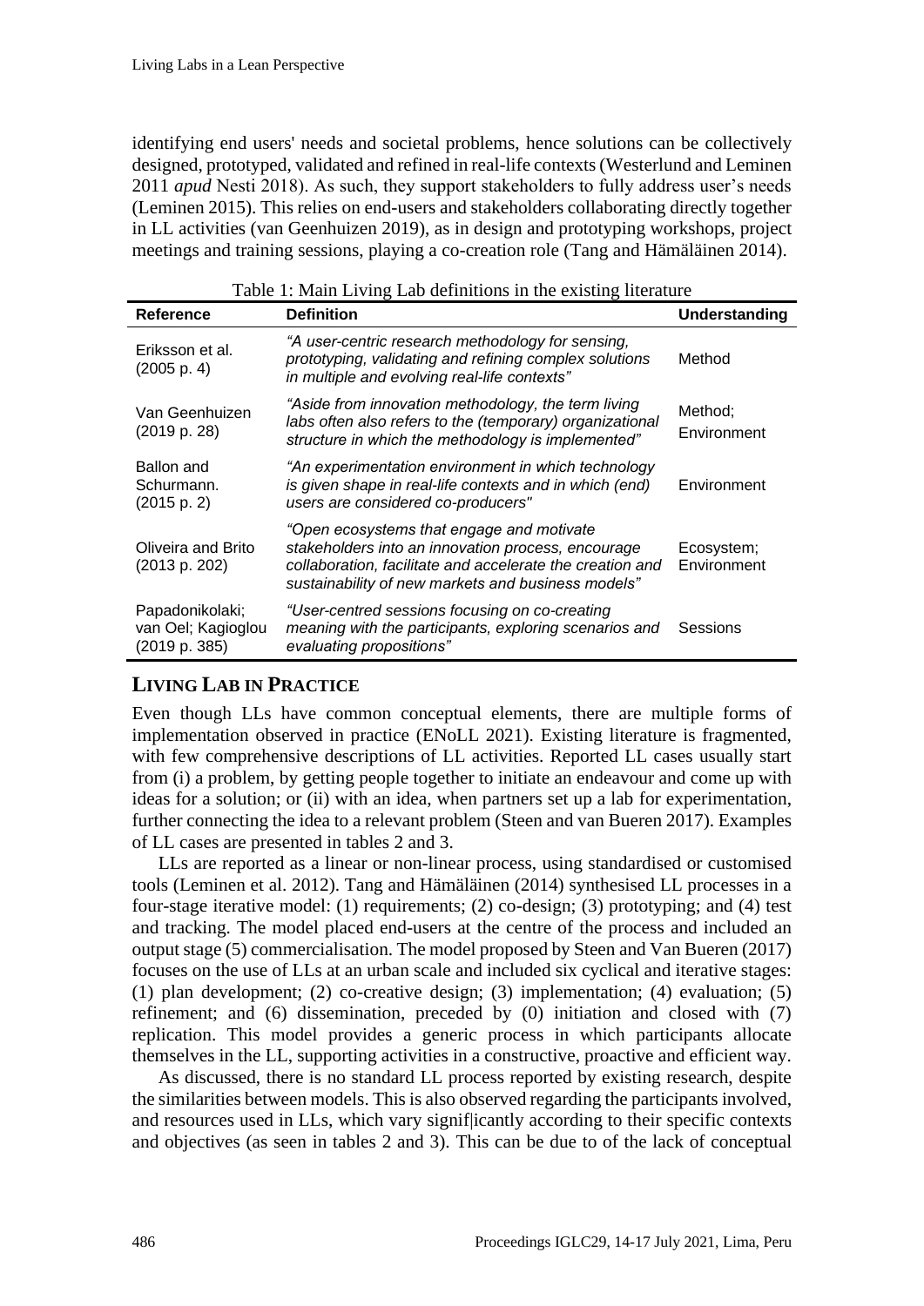identifying end users' needs and societal problems, hence solutions can be collectively designed, prototyped, validated and refined in real-life contexts (Westerlund and Leminen 2011 *apud* Nesti 2018). As such, they support stakeholders to fully address user's needs (Leminen 2015). This relies on end-users and stakeholders collaborating directly together in LL activities (van Geenhuizen 2019), as in design and prototyping workshops, project meetings and training sessions, playing a co-creation role (Tang and Hämäläinen 2014).

Table 1: Main Living Lab definitions in the existing literature

| Reference | Definition | Understanding |
|---|---|---|
| Eriksson et al. (2005 p. 4) | *"A user-centric research methodology for sensing, prototyping, validating and refining complex solutions in multiple and evolving real-life contexts"* | Method |
| Van Geenhuizen (2019 p. 28) | *"Aside from innovation methodology, the term living labs often also refers to the (temporary) organizational structure in which the methodology is implemented"* | Method; Environment |
| Ballon and Schurmann. (2015 p. 2) | *"An experimentation environment in which technology is given shape in real-life contexts and in which (end) users are considered co-producers"* | Environment |
| Oliveira and Brito (2013 p. 202) | *"Open ecosystems that engage and motivate stakeholders into an innovation process, encourage collaboration, facilitate and accelerate the creation and sustainability of new markets and business models"* | Ecosystem; Environment |
| Papadonikolaki; van Oel; Kagioglou (2019 p. 385) | *"User-centred sessions focusing on co-creating meaning with the participants, exploring scenarios and evaluating propositions"* | Sessions |

## LIVING LAB IN PRACTICE

Even though LLs have common conceptual elements, there are multiple forms of implementation observed in practice (ENoLL 2021). Existing literature is fragmented, with few comprehensive descriptions of LL activities. Reported LL cases usually start from (i) a problem, by getting people together to initiate an endeavour and come up with ideas for a solution; or (ii) with an idea, when partners set up a lab for experimentation, further connecting the idea to a relevant problem (Steen and van Bueren 2017). Examples of LL cases are presented in tables 2 and 3.

LLs are reported as a linear or non-linear process, using standardised or customised tools (Leminen et al. 2012). Tang and Hämäläinen (2014) synthesised LL processes in a four-stage iterative model: (1) requirements; (2) co-design; (3) prototyping; and (4) test and tracking. The model placed end-users at the centre of the process and included an output stage (5) commercialisation. The model proposed by Steen and Van Bueren (2017) focuses on the use of LLs at an urban scale and included six cyclical and iterative stages: (1) plan development; (2) co-creative design; (3) implementation; (4) evaluation; (5) refinement; and (6) dissemination, preceded by (0) initiation and closed with (7) replication. This model provides a generic process in which participants allocate themselves in the LL, supporting activities in a constructive, proactive and efficient way.

As discussed, there is no standard LL process reported by existing research, despite the similarities between models. This is also observed regarding the participants involved, and resources used in LLs, which vary signif|icantly according to their specific contexts and objectives (as seen in tables 2 and 3). This can be due to of the lack of conceptual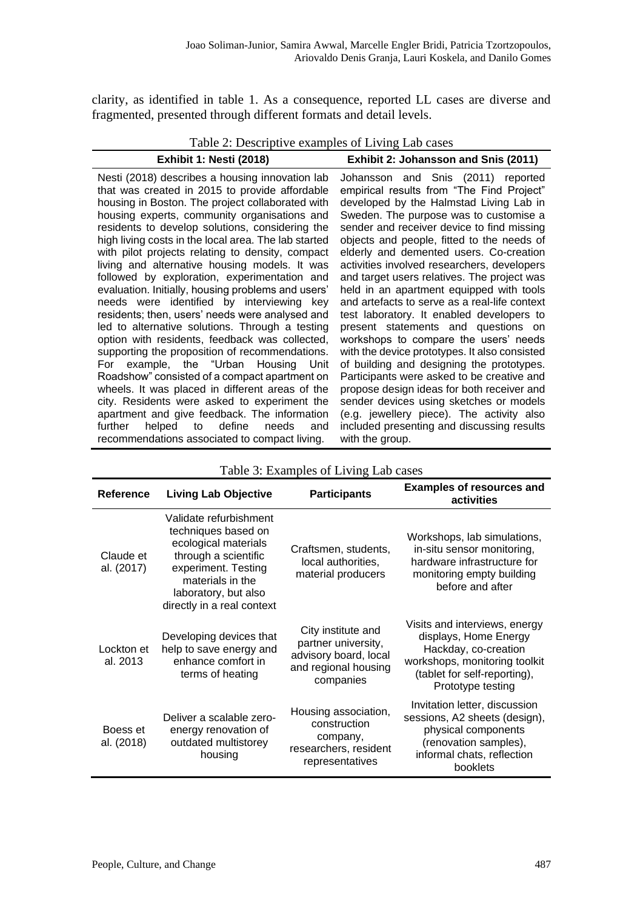clarity, as identified in table 1. As a consequence, reported LL cases are diverse and fragmented, presented through different formats and detail levels.

Table 2: Descriptive examples of Living Lab cases

| Exhibit 1: Nesti (2018) | Exhibit 2: Johansson and Snis (2011) |
|---|---|
| Nesti (2018) describes a housing innovation lab that was created in 2015 to provide affordable housing in Boston. The project collaborated with housing experts, community organisations and residents to develop solutions, considering the high living costs in the local area. The lab started with pilot projects relating to density, compact living and alternative housing models. It was followed by exploration, experimentation and evaluation. Initially, housing problems and users' needs were identified by interviewing key residents; then, users' needs were analysed and led to alternative solutions. Through a testing option with residents, feedback was collected, supporting the proposition of recommendations. For example, the "Urban Housing Unit Roadshow" consisted of a compact apartment on wheels. It was placed in different areas of the city. Residents were asked to experiment the apartment and give feedback. The information further helped to define needs and recommendations associated to compact living. | Johansson and Snis (2011) reported empirical results from "The Find Project" developed by the Halmstad Living Lab in Sweden. The purpose was to customise a sender and receiver device to find missing objects and people, fitted to the needs of elderly and demented users. Co-creation activities involved researchers, developers and target users relatives. The project was held in an apartment equipped with tools and artefacts to serve as a real-life context test laboratory. It enabled developers to present statements and questions on workshops to compare the users' needs with the device prototypes. It also consisted of building and designing the prototypes. Participants were asked to be creative and propose design ideas for both receiver and sender devices using sketches or models (e.g. jewellery piece). The activity also included presenting and discussing results with the group. |

Table 3: Examples of Living Lab cases

| Reference | Living Lab Objective | Participants | Examples of resources and activities |
|---|---|---|---|
| Claude et al. (2017) | Validate refurbishment techniques based on ecological materials through a scientific experiment. Testing materials in the laboratory, but also directly in a real context | Craftsmen, students, local authorities, material producers | Workshops, lab simulations, in-situ sensor monitoring, hardware infrastructure for monitoring empty building before and after |
| Lockton et al. 2013 | Developing devices that help to save energy and enhance comfort in terms of heating | City institute and partner university, advisory board, local and regional housing companies | Visits and interviews, energy displays, Home Energy Hackday, co-creation workshops, monitoring toolkit (tablet for self-reporting), Prototype testing |
| Boess et al. (2018) | Deliver a scalable zero-energy renovation of outdated multistorey housing | Housing association, construction company, researchers, resident representatives | Invitation letter, discussion sessions, A2 sheets (design), physical components (renovation samples), informal chats, reflection booklets |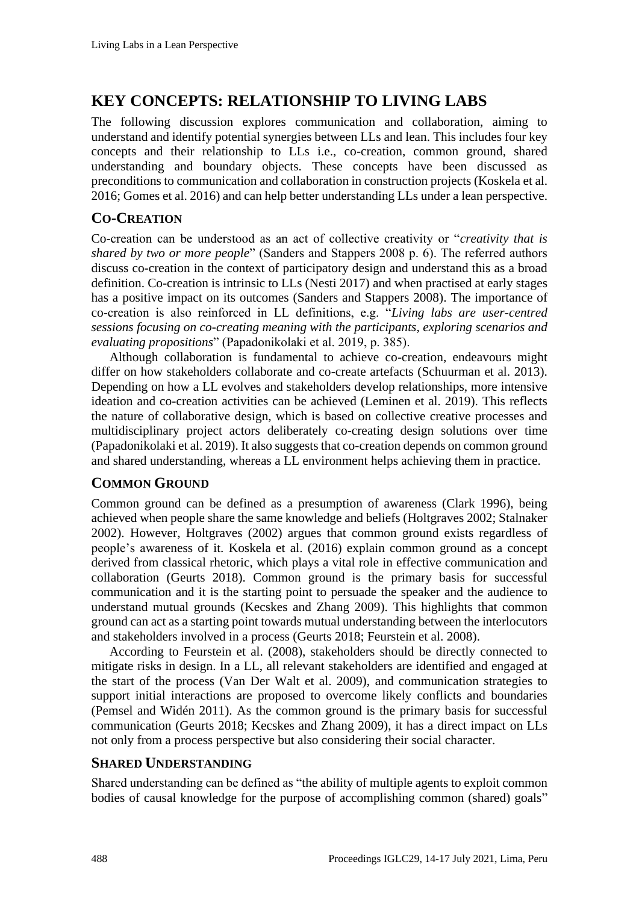## KEY CONCEPTS: RELATIONSHIP TO LIVING LABS

The following discussion explores communication and collaboration, aiming to understand and identify potential synergies between LLs and lean. This includes four key concepts and their relationship to LLs i.e., co-creation, common ground, shared understanding and boundary objects. These concepts have been discussed as preconditions to communication and collaboration in construction projects (Koskela et al. 2016; Gomes et al. 2016) and can help better understanding LLs under a lean perspective.

### CO-CREATION

Co-creation can be understood as an act of collective creativity or "*creativity that is shared by two or more people*" (Sanders and Stappers 2008 p. 6). The referred authors discuss co-creation in the context of participatory design and understand this as a broad definition. Co-creation is intrinsic to LLs (Nesti 2017) and when practised at early stages has a positive impact on its outcomes (Sanders and Stappers 2008). The importance of co-creation is also reinforced in LL definitions, e.g. "*Living labs are user-centred sessions focusing on co-creating meaning with the participants, exploring scenarios and evaluating propositions*" (Papadonikolaki et al. 2019, p. 385).

Although collaboration is fundamental to achieve co-creation, endeavours might differ on how stakeholders collaborate and co-create artefacts (Schuurman et al. 2013). Depending on how a LL evolves and stakeholders develop relationships, more intensive ideation and co-creation activities can be achieved (Leminen et al. 2019). This reflects the nature of collaborative design, which is based on collective creative processes and multidisciplinary project actors deliberately co-creating design solutions over time (Papadonikolaki et al. 2019). It also suggests that co-creation depends on common ground and shared understanding, whereas a LL environment helps achieving them in practice.

### COMMON GROUND

Common ground can be defined as a presumption of awareness (Clark 1996), being achieved when people share the same knowledge and beliefs (Holtgraves 2002; Stalnaker 2002). However, Holtgraves (2002) argues that common ground exists regardless of people's awareness of it. Koskela et al. (2016) explain common ground as a concept derived from classical rhetoric, which plays a vital role in effective communication and collaboration (Geurts 2018). Common ground is the primary basis for successful communication and it is the starting point to persuade the speaker and the audience to understand mutual grounds (Kecskes and Zhang 2009). This highlights that common ground can act as a starting point towards mutual understanding between the interlocutors and stakeholders involved in a process (Geurts 2018; Feurstein et al. 2008).

According to Feurstein et al. (2008), stakeholders should be directly connected to mitigate risks in design. In a LL, all relevant stakeholders are identified and engaged at the start of the process (Van Der Walt et al. 2009), and communication strategies to support initial interactions are proposed to overcome likely conflicts and boundaries (Pemsel and Widén 2011). As the common ground is the primary basis for successful communication (Geurts 2018; Kecskes and Zhang 2009), it has a direct impact on LLs not only from a process perspective but also considering their social character.

### SHARED UNDERSTANDING

Shared understanding can be defined as "the ability of multiple agents to exploit common bodies of causal knowledge for the purpose of accomplishing common (shared) goals"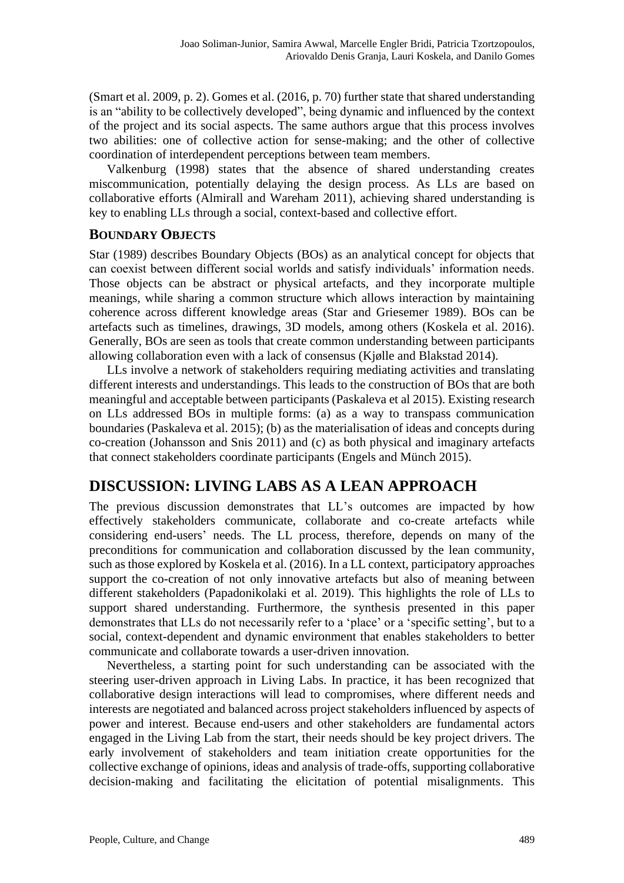(Smart et al. 2009, p. 2). Gomes et al. (2016, p. 70) further state that shared understanding is an "ability to be collectively developed", being dynamic and influenced by the context of the project and its social aspects. The same authors argue that this process involves two abilities: one of collective action for sense-making; and the other of collective coordination of interdependent perceptions between team members.

Valkenburg (1998) states that the absence of shared understanding creates miscommunication, potentially delaying the design process. As LLs are based on collaborative efforts (Almirall and Wareham 2011), achieving shared understanding is key to enabling LLs through a social, context-based and collective effort.

### BOUNDARY OBJECTS

Star (1989) describes Boundary Objects (BOs) as an analytical concept for objects that can coexist between different social worlds and satisfy individuals' information needs. Those objects can be abstract or physical artefacts, and they incorporate multiple meanings, while sharing a common structure which allows interaction by maintaining coherence across different knowledge areas (Star and Griesemer 1989). BOs can be artefacts such as timelines, drawings, 3D models, among others (Koskela et al. 2016). Generally, BOs are seen as tools that create common understanding between participants allowing collaboration even with a lack of consensus (Kjølle and Blakstad 2014).

LLs involve a network of stakeholders requiring mediating activities and translating different interests and understandings. This leads to the construction of BOs that are both meaningful and acceptable between participants (Paskaleva et al 2015). Existing research on LLs addressed BOs in multiple forms: (a) as a way to transpass communication boundaries (Paskaleva et al. 2015); (b) as the materialisation of ideas and concepts during co-creation (Johansson and Snis 2011) and (c) as both physical and imaginary artefacts that connect stakeholders coordinate participants (Engels and Münch 2015).

## DISCUSSION: LIVING LABS AS A LEAN APPROACH

The previous discussion demonstrates that LL's outcomes are impacted by how effectively stakeholders communicate, collaborate and co-create artefacts while considering end-users' needs. The LL process, therefore, depends on many of the preconditions for communication and collaboration discussed by the lean community, such as those explored by Koskela et al. (2016). In a LL context, participatory approaches support the co-creation of not only innovative artefacts but also of meaning between different stakeholders (Papadonikolaki et al. 2019). This highlights the role of LLs to support shared understanding. Furthermore, the synthesis presented in this paper demonstrates that LLs do not necessarily refer to a 'place' or a 'specific setting', but to a social, context-dependent and dynamic environment that enables stakeholders to better communicate and collaborate towards a user-driven innovation.

Nevertheless, a starting point for such understanding can be associated with the steering user-driven approach in Living Labs. In practice, it has been recognized that collaborative design interactions will lead to compromises, where different needs and interests are negotiated and balanced across project stakeholders influenced by aspects of power and interest. Because end-users and other stakeholders are fundamental actors engaged in the Living Lab from the start, their needs should be key project drivers. The early involvement of stakeholders and team initiation create opportunities for the collective exchange of opinions, ideas and analysis of trade-offs, supporting collaborative decision-making and facilitating the elicitation of potential misalignments. This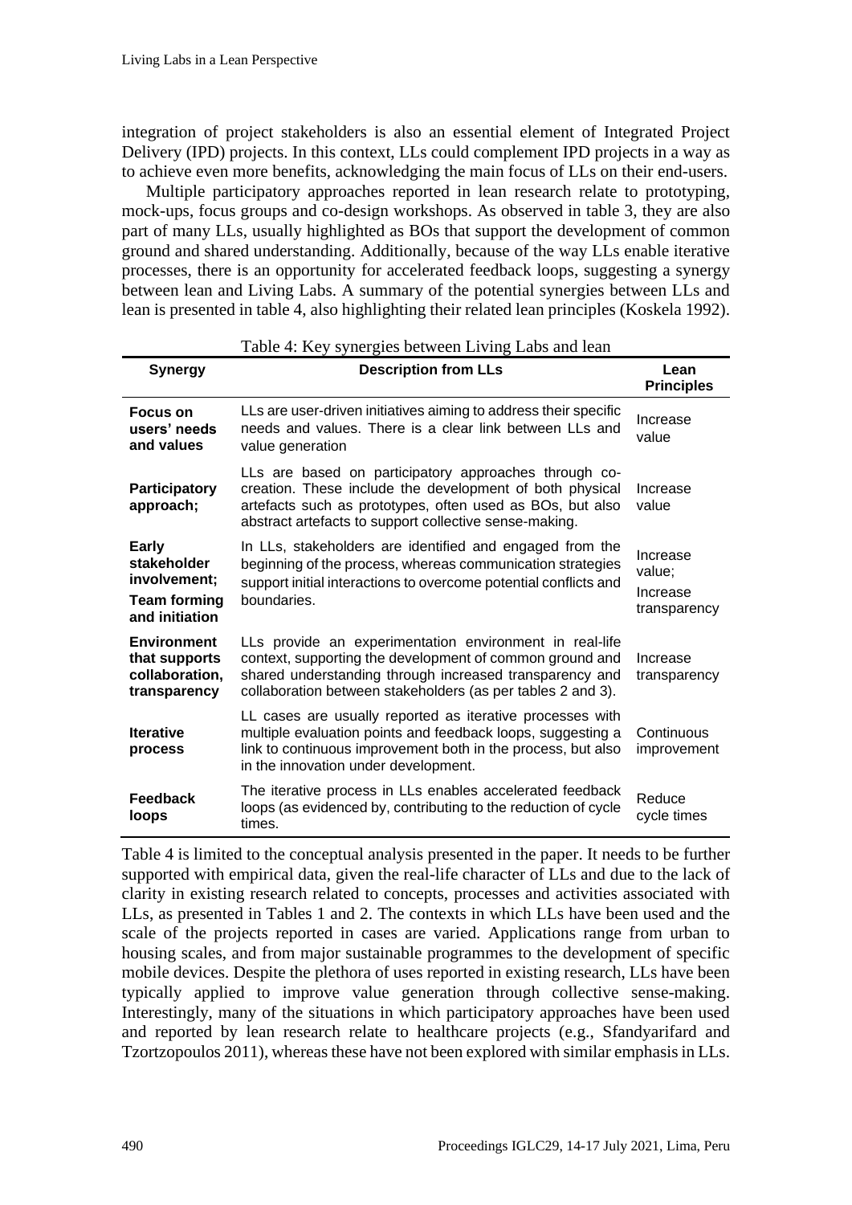integration of project stakeholders is also an essential element of Integrated Project Delivery (IPD) projects. In this context, LLs could complement IPD projects in a way as to achieve even more benefits, acknowledging the main focus of LLs on their end-users.

Multiple participatory approaches reported in lean research relate to prototyping, mock-ups, focus groups and co-design workshops. As observed in table 3, they are also part of many LLs, usually highlighted as BOs that support the development of common ground and shared understanding. Additionally, because of the way LLs enable iterative processes, there is an opportunity for accelerated feedback loops, suggesting a synergy between lean and Living Labs. A summary of the potential synergies between LLs and lean is presented in table 4, also highlighting their related lean principles (Koskela 1992).

Table 4: Key synergies between Living Labs and lean

| Synergy | Description from LLs | Lean Principles |
|---|---|---|
| **Focus on users' needs and values** | LLs are user-driven initiatives aiming to address their specific needs and values. There is a clear link between LLs and value generation | Increase value |
| **Participatory approach;** | LLs are based on participatory approaches through co-creation. These include the development of both physical artefacts such as prototypes, often used as BOs, but also abstract artefacts to support collective sense-making. | Increase value |
| **Early stakeholder involvement; Team forming and initiation** | In LLs, stakeholders are identified and engaged from the beginning of the process, whereas communication strategies support initial interactions to overcome potential conflicts and boundaries. | Increase value; Increase transparency |
| **Environment that supports collaboration, transparency** | LLs provide an experimentation environment in real-life context, supporting the development of common ground and shared understanding through increased transparency and collaboration between stakeholders (as per tables 2 and 3). | Increase transparency |
| **Iterative process** | LL cases are usually reported as iterative processes with multiple evaluation points and feedback loops, suggesting a link to continuous improvement both in the process, but also in the innovation under development. | Continuous improvement |
| **Feedback loops** | The iterative process in LLs enables accelerated feedback loops (as evidenced by, contributing to the reduction of cycle times. | Reduce cycle times |

Table 4 is limited to the conceptual analysis presented in the paper. It needs to be further supported with empirical data, given the real-life character of LLs and due to the lack of clarity in existing research related to concepts, processes and activities associated with LLs, as presented in Tables 1 and 2. The contexts in which LLs have been used and the scale of the projects reported in cases are varied. Applications range from urban to housing scales, and from major sustainable programmes to the development of specific mobile devices. Despite the plethora of uses reported in existing research, LLs have been typically applied to improve value generation through collective sense-making. Interestingly, many of the situations in which participatory approaches have been used and reported by lean research relate to healthcare projects (e.g., Sfandyarifard and Tzortzopoulos 2011), whereas these have not been explored with similar emphasis in LLs.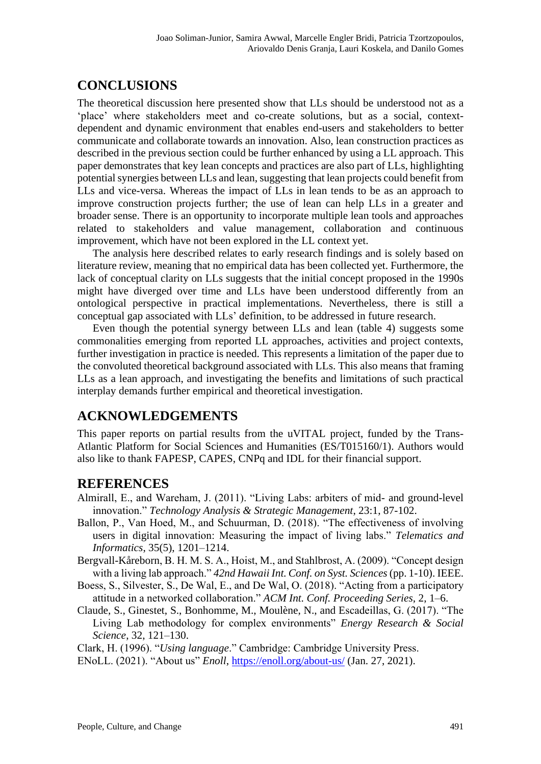## CONCLUSIONS

The theoretical discussion here presented show that LLs should be understood not as a 'place' where stakeholders meet and co-create solutions, but as a social, context-dependent and dynamic environment that enables end-users and stakeholders to better communicate and collaborate towards an innovation. Also, lean construction practices as described in the previous section could be further enhanced by using a LL approach. This paper demonstrates that key lean concepts and practices are also part of LLs, highlighting potential synergies between LLs and lean, suggesting that lean projects could benefit from LLs and vice-versa. Whereas the impact of LLs in lean tends to be as an approach to improve construction projects further; the use of lean can help LLs in a greater and broader sense. There is an opportunity to incorporate multiple lean tools and approaches related to stakeholders and value management, collaboration and continuous improvement, which have not been explored in the LL context yet.

The analysis here described relates to early research findings and is solely based on literature review, meaning that no empirical data has been collected yet. Furthermore, the lack of conceptual clarity on LLs suggests that the initial concept proposed in the 1990s might have diverged over time and LLs have been understood differently from an ontological perspective in practical implementations. Nevertheless, there is still a conceptual gap associated with LLs' definition, to be addressed in future research.

Even though the potential synergy between LLs and lean (table 4) suggests some commonalities emerging from reported LL approaches, activities and project contexts, further investigation in practice is needed. This represents a limitation of the paper due to the convoluted theoretical background associated with LLs. This also means that framing LLs as a lean approach, and investigating the benefits and limitations of such practical interplay demands further empirical and theoretical investigation.

## ACKNOWLEDGEMENTS

This paper reports on partial results from the uVITAL project, funded by the Trans-Atlantic Platform for Social Sciences and Humanities (ES/T015160/1). Authors would also like to thank FAPESP, CAPES, CNPq and IDL for their financial support.

## REFERENCES

Almirall, E., and Wareham, J. (2011). "Living Labs: arbiters of mid- and ground-level innovation." *Technology Analysis & Strategic Management*, 23:1, 87-102.

Ballon, P., Van Hoed, M., and Schuurman, D. (2018). "The effectiveness of involving users in digital innovation: Measuring the impact of living labs." *Telematics and Informatics*, 35(5), 1201–1214.

Bergvall-Kåreborn, B. H. M. S. A., Hoist, M., and Stahlbrost, A. (2009). "Concept design with a living lab approach." *42nd Hawaii Int. Conf. on Syst. Sciences* (pp. 1-10). IEEE.

Boess, S., Silvester, S., De Wal, E., and De Wal, O. (2018). "Acting from a participatory attitude in a networked collaboration." *ACM Int. Conf. Proceeding Series*, 2, 1–6.

Claude, S., Ginestet, S., Bonhomme, M., Moulène, N., and Escadeillas, G. (2017). "The Living Lab methodology for complex environments" *Energy Research & Social Science*, 32, 121–130.

Clark, H. (1996). "*Using language*." Cambridge: Cambridge University Press.

ENoLL. (2021). "About us" *Enoll*, https://enoll.org/about-us/ (Jan. 27, 2021).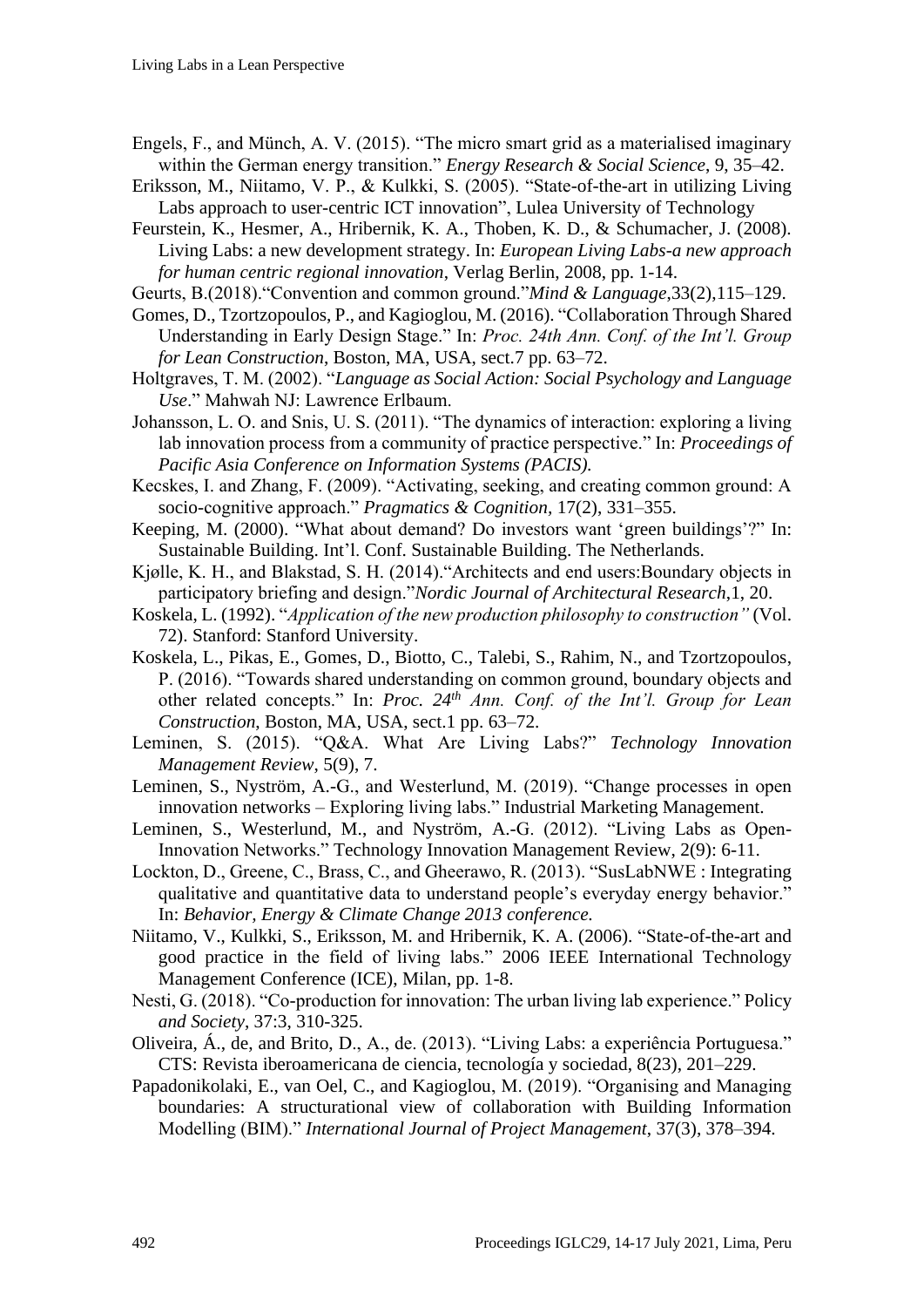Engels, F., and Münch, A. V. (2015). "The micro smart grid as a materialised imaginary within the German energy transition." *Energy Research & Social Science*, 9, 35–42.

Eriksson, M., Niitamo, V. P., & Kulkki, S. (2005). "State-of-the-art in utilizing Living Labs approach to user-centric ICT innovation", Lulea University of Technology

Feurstein, K., Hesmer, A., Hribernik, K. A., Thoben, K. D., & Schumacher, J. (2008). Living Labs: a new development strategy. In: *European Living Labs-a new approach for human centric regional innovation*, Verlag Berlin, 2008, pp. 1-14.

Geurts, B.(2018)."Convention and common ground."*Mind & Language*,33(2),115–129.

Gomes, D., Tzortzopoulos, P., and Kagioglou, M. (2016). "Collaboration Through Shared Understanding in Early Design Stage." In: *Proc. 24th Ann. Conf. of the Int'l. Group for Lean Construction*, Boston, MA, USA, sect.7 pp. 63–72.

Holtgraves, T. M. (2002). "*Language as Social Action: Social Psychology and Language Use*." Mahwah NJ: Lawrence Erlbaum.

Johansson, L. O. and Snis, U. S. (2011). "The dynamics of interaction: exploring a living lab innovation process from a community of practice perspective." In: *Proceedings of Pacific Asia Conference on Information Systems (PACIS).*

Kecskes, I. and Zhang, F. (2009). "Activating, seeking, and creating common ground: A socio-cognitive approach." *Pragmatics & Cognition*, 17(2), 331–355.

Keeping, M. (2000). "What about demand? Do investors want 'green buildings'?" In: Sustainable Building. Int'l. Conf. Sustainable Building. The Netherlands.

Kjølle, K. H., and Blakstad, S. H. (2014)."Architects and end users:Boundary objects in participatory briefing and design."*Nordic Journal of Architectural Research*,1, 20.

Koskela, L. (1992). "*Application of the new production philosophy to construction"* (Vol. 72). Stanford: Stanford University.

Koskela, L., Pikas, E., Gomes, D., Biotto, C., Talebi, S., Rahim, N., and Tzortzopoulos, P. (2016). "Towards shared understanding on common ground, boundary objects and other related concepts." In: *Proc. 24th Ann. Conf. of the Int'l. Group for Lean Construction*, Boston, MA, USA, sect.1 pp. 63–72.

Leminen, S. (2015). "Q&A. What Are Living Labs?" *Technology Innovation Management Review*, 5(9), 7.

Leminen, S., Nyström, A.-G., and Westerlund, M. (2019). "Change processes in open innovation networks – Exploring living labs." Industrial Marketing Management.

Leminen, S., Westerlund, M., and Nyström, A.-G. (2012). "Living Labs as Open-Innovation Networks." Technology Innovation Management Review, 2(9): 6-11.

Lockton, D., Greene, C., Brass, C., and Gheerawo, R. (2013). "SusLabNWE : Integrating qualitative and quantitative data to understand people's everyday energy behavior." In: *Behavior, Energy & Climate Change 2013 conference.*

Niitamo, V., Kulkki, S., Eriksson, M. and Hribernik, K. A. (2006). "State-of-the-art and good practice in the field of living labs." 2006 IEEE International Technology Management Conference (ICE), Milan, pp. 1-8.

Nesti, G. (2018). "Co-production for innovation: The urban living lab experience." Policy *and Society*, 37:3, 310-325.

Oliveira, Á., de, and Brito, D., A., de. (2013). "Living Labs: a experiência Portuguesa." CTS: Revista iberoamericana de ciencia, tecnología y sociedad, 8(23), 201–229.

Papadonikolaki, E., van Oel, C., and Kagioglou, M. (2019). "Organising and Managing boundaries: A structurational view of collaboration with Building Information Modelling (BIM)." *International Journal of Project Management*, 37(3), 378–394.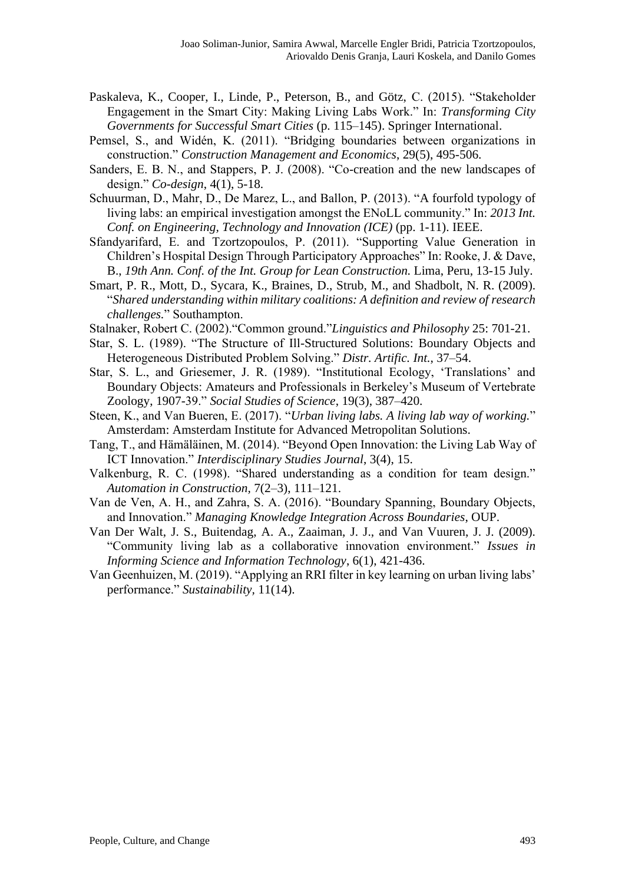Paskaleva, K., Cooper, I., Linde, P., Peterson, B., and Götz, C. (2015). "Stakeholder Engagement in the Smart City: Making Living Labs Work." In: *Transforming City Governments for Successful Smart Cities* (p. 115–145). Springer International.

Pemsel, S., and Widén, K. (2011). "Bridging boundaries between organizations in construction." *Construction Management and Economics*, 29(5), 495-506.

Sanders, E. B. N., and Stappers, P. J. (2008). "Co-creation and the new landscapes of design." *Co-design*, 4(1), 5-18.

Schuurman, D., Mahr, D., De Marez, L., and Ballon, P. (2013). "A fourfold typology of living labs: an empirical investigation amongst the ENoLL community." In: *2013 Int. Conf. on Engineering, Technology and Innovation (ICE)* (pp. 1-11). IEEE.

Sfandyarifard, E. and Tzortzopoulos, P. (2011). "Supporting Value Generation in Children's Hospital Design Through Participatory Approaches" In: Rooke, J. & Dave, B., *19th Ann. Conf. of the Int. Group for Lean Construction.* Lima, Peru, 13-15 July.

Smart, P. R., Mott, D., Sycara, K., Braines, D., Strub, M., and Shadbolt, N. R. (2009). "*Shared understanding within military coalitions: A definition and review of research challenges.*" Southampton.

Stalnaker, Robert C. (2002)."Common ground."*Linguistics and Philosophy* 25: 701-21.

Star, S. L. (1989). "The Structure of Ill-Structured Solutions: Boundary Objects and Heterogeneous Distributed Problem Solving." *Distr. Artific. Int.*, 37–54.

Star, S. L., and Griesemer, J. R. (1989). "Institutional Ecology, 'Translations' and Boundary Objects: Amateurs and Professionals in Berkeley's Museum of Vertebrate Zoology, 1907-39." *Social Studies of Science*, 19(3), 387–420.

Steen, K., and Van Bueren, E. (2017). "*Urban living labs. A living lab way of working.*" Amsterdam: Amsterdam Institute for Advanced Metropolitan Solutions.

Tang, T., and Hämäläinen, M. (2014). "Beyond Open Innovation: the Living Lab Way of ICT Innovation." *Interdisciplinary Studies Journal*, 3(4), 15.

Valkenburg, R. C. (1998). "Shared understanding as a condition for team design." *Automation in Construction*, 7(2–3), 111–121.

Van de Ven, A. H., and Zahra, S. A. (2016). "Boundary Spanning, Boundary Objects, and Innovation." *Managing Knowledge Integration Across Boundaries*, OUP.

Van Der Walt, J. S., Buitendag, A. A., Zaaiman, J. J., and Van Vuuren, J. J. (2009). "Community living lab as a collaborative innovation environment." *Issues in Informing Science and Information Technology*, 6(1), 421-436.

Van Geenhuizen, M. (2019). "Applying an RRI filter in key learning on urban living labs' performance." *Sustainability*, 11(14).